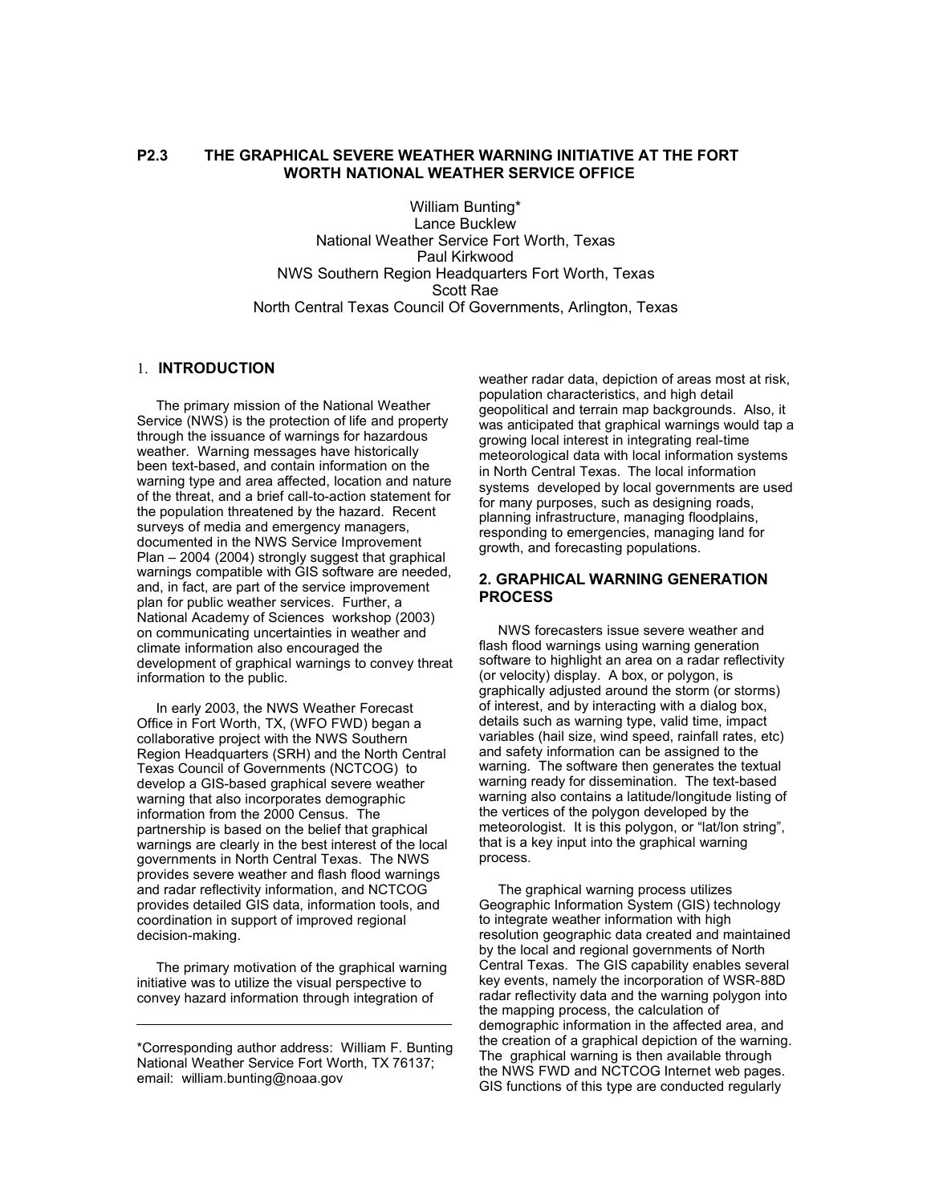# P2.3 THE GRAPHICAL SEVERE WEATHER WARNING INITIATIVE AT THE FORT WORTH NATIONAL WEATHER SERVICE OFFICE

William Bunting*
Lance Bucklew
National Weather Service Fort Worth, Texas
Paul Kirkwood
NWS Southern Region Headquarters Fort Worth, Texas
Scott Rae
North Central Texas Council Of Governments, Arlington, Texas

## 1. INTRODUCTION

The primary mission of the National Weather Service (NWS) is the protection of life and property through the issuance of warnings for hazardous weather. Warning messages have historically been text-based, and contain information on the warning type and area affected, location and nature of the threat, and a brief call-to-action statement for the population threatened by the hazard. Recent surveys of media and emergency managers, documented in the NWS Service Improvement Plan – 2004 (2004) strongly suggest that graphical warnings compatible with GIS software are needed, and, in fact, are part of the service improvement plan for public weather services. Further, a National Academy of Sciences workshop (2003) on communicating uncertainties in weather and climate information also encouraged the development of graphical warnings to convey threat information to the public.

In early 2003, the NWS Weather Forecast Office in Fort Worth, TX, (WFO FWD) began a collaborative project with the NWS Southern Region Headquarters (SRH) and the North Central Texas Council of Governments (NCTCOG) to develop a GIS-based graphical severe weather warning that also incorporates demographic information from the 2000 Census. The partnership is based on the belief that graphical warnings are clearly in the best interest of the local governments in North Central Texas. The NWS provides severe weather and flash flood warnings and radar reflectivity information, and NCTCOG provides detailed GIS data, information tools, and coordination in support of improved regional decision-making.

The primary motivation of the graphical warning initiative was to utilize the visual perspective to convey hazard information through integration of weather radar data, depiction of areas most at risk, population characteristics, and high detail geopolitical and terrain map backgrounds. Also, it was anticipated that graphical warnings would tap a growing local interest in integrating real-time meteorological data with local information systems in North Central Texas. The local information systems developed by local governments are used for many purposes, such as designing roads, planning infrastructure, managing floodplains, responding to emergencies, managing land for growth, and forecasting populations.

## 2. GRAPHICAL WARNING GENERATION PROCESS

NWS forecasters issue severe weather and flash flood warnings using warning generation software to highlight an area on a radar reflectivity (or velocity) display. A box, or polygon, is graphically adjusted around the storm (or storms) of interest, and by interacting with a dialog box, details such as warning type, valid time, impact variables (hail size, wind speed, rainfall rates, etc) and safety information can be assigned to the warning. The software then generates the textual warning ready for dissemination. The text-based warning also contains a latitude/longitude listing of the vertices of the polygon developed by the meteorologist. It is this polygon, or "lat/lon string", that is a key input into the graphical warning process.

The graphical warning process utilizes Geographic Information System (GIS) technology to integrate weather information with high resolution geographic data created and maintained by the local and regional governments of North Central Texas. The GIS capability enables several key events, namely the incorporation of WSR-88D radar reflectivity data and the warning polygon into the mapping process, the calculation of demographic information in the affected area, and the creation of a graphical depiction of the warning. The graphical warning is then available through the NWS FWD and NCTCOG Internet web pages. GIS functions of this type are conducted regularly

---

*Corresponding author address: William F. Bunting National Weather Service Fort Worth, TX 76137; email: william.bunting@noaa.gov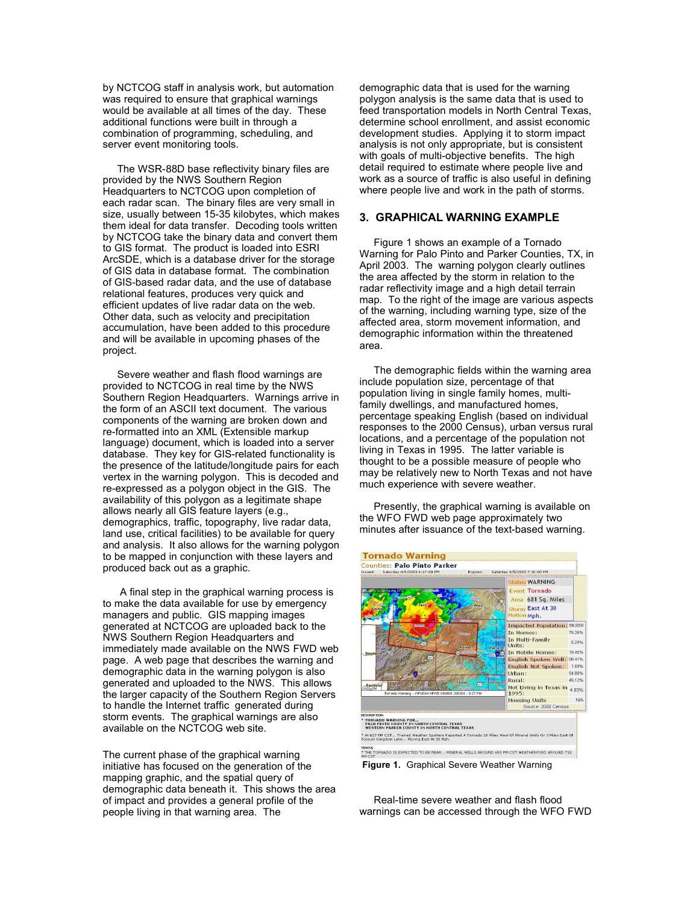by NCTCOG staff in analysis work, but automation was required to ensure that graphical warnings would be available at all times of the day. These additional functions were built in through a combination of programming, scheduling, and server event monitoring tools.

The WSR-88D base reflectivity binary files are provided by the NWS Southern Region Headquarters to NCTCOG upon completion of each radar scan. The binary files are very small in size, usually between 15-35 kilobytes, which makes them ideal for data transfer. Decoding tools written by NCTCOG take the binary data and convert them to GIS format. The product is loaded into ESRI ArcSDE, which is a database driver for the storage of GIS data in database format. The combination of GIS-based radar data, and the use of database relational features, produces very quick and efficient updates of live radar data on the web. Other data, such as velocity and precipitation accumulation, have been added to this procedure and will be available in upcoming phases of the project.

Severe weather and flash flood warnings are provided to NCTCOG in real time by the NWS Southern Region Headquarters. Warnings arrive in the form of an ASCII text document. The various components of the warning are broken down and re-formatted into an XML (Extensible markup language) document, which is loaded into a server database. They key for GIS-related functionality is the presence of the latitude/longitude pairs for each vertex in the warning polygon. This is decoded and re-expressed as a polygon object in the GIS. The availability of this polygon as a legitimate shape allows nearly all GIS feature layers (e.g., demographics, traffic, topography, live radar data, land use, critical facilities) to be available for query and analysis. It also allows for the warning polygon to be mapped in conjunction with these layers and produced back out as a graphic.

A final step in the graphical warning process is to make the data available for use by emergency managers and public. GIS mapping images generated at NCTCOG are uploaded back to the NWS Southern Region Headquarters and immediately made available on the NWS FWD web page. A web page that describes the warning and demographic data in the warning polygon is also generated and uploaded to the NWS. This allows the larger capacity of the Southern Region Servers to handle the Internet traffic generated during storm events. The graphical warnings are also available on the NCTCOG web site.

The current phase of the graphical warning initiative has focused on the generation of the mapping graphic, and the spatial query of demographic data beneath it. This shows the area of impact and provides a general profile of the people living in that warning area. The demographic data that is used for the warning polygon analysis is the same data that is used to feed transportation models in North Central Texas, determine school enrollment, and assist economic development studies. Applying it to storm impact analysis is not only appropriate, but is consistent with goals of multi-objective benefits. The high detail required to estimate where people live and work as a source of traffic is also useful in defining where people live and work in the path of storms.

## 3. GRAPHICAL WARNING EXAMPLE

Figure 1 shows an example of a Tornado Warning for Palo Pinto and Parker Counties, TX, in April 2003. The warning polygon clearly outlines the area affected by the storm in relation to the radar reflectivity image and a high detail terrain map. To the right of the image are various aspects of the warning, including warning type, size of the affected area, storm movement information, and demographic information within the threatened area.

The demographic fields within the warning area include population size, percentage of that population living in single family homes, multi-family dwellings, and manufactured homes, percentage speaking English (based on individual responses to the 2000 Census), urban versus rural locations, and a percentage of the population not living in Texas in 1995. The latter variable is thought to be a possible measure of people who may be relatively new to North Texas and not have much experience with severe weather.

Presently, the graphical warning is available on the WFO FWD web page approximately two minutes after issuance of the text-based warning.

**Figure 1.** Graphical Severe Weather Warning

Real-time severe weather and flash flood warnings can be accessed through the WFO FWD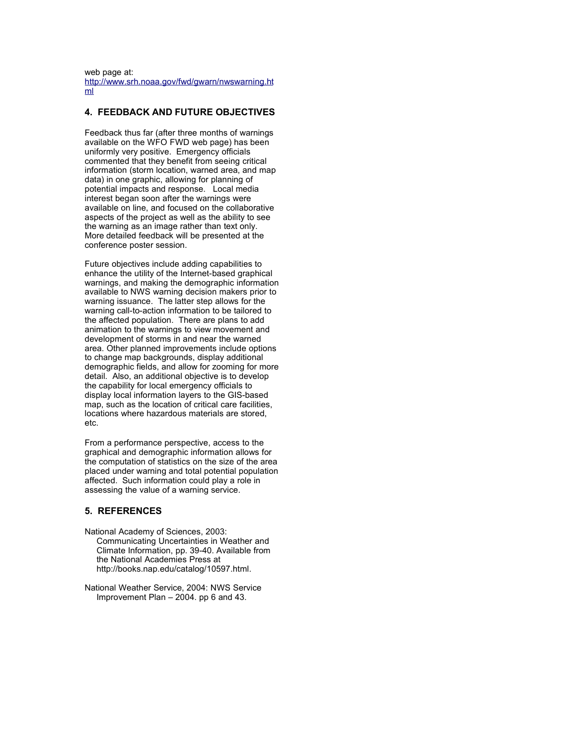web page at:
http://www.srh.noaa.gov/fwd/gwarn/nwswarning.html

## 4. FEEDBACK AND FUTURE OBJECTIVES

Feedback thus far (after three months of warnings available on the WFO FWD web page) has been uniformly very positive. Emergency officials commented that they benefit from seeing critical information (storm location, warned area, and map data) in one graphic, allowing for planning of potential impacts and response. Local media interest began soon after the warnings were available on line, and focused on the collaborative aspects of the project as well as the ability to see the warning as an image rather than text only. More detailed feedback will be presented at the conference poster session.

Future objectives include adding capabilities to enhance the utility of the Internet-based graphical warnings, and making the demographic information available to NWS warning decision makers prior to warning issuance. The latter step allows for the warning call-to-action information to be tailored to the affected population. There are plans to add animation to the warnings to view movement and development of storms in and near the warned area. Other planned improvements include options to change map backgrounds, display additional demographic fields, and allow for zooming for more detail. Also, an additional objective is to develop the capability for local emergency officials to display local information layers to the GIS-based map, such as the location of critical care facilities, locations where hazardous materials are stored, etc.

From a performance perspective, access to the graphical and demographic information allows for the computation of statistics on the size of the area placed under warning and total potential population affected. Such information could play a role in assessing the value of a warning service.

## 5. REFERENCES

National Academy of Sciences, 2003: Communicating Uncertainties in Weather and Climate Information, pp. 39-40. Available from the National Academies Press at http://books.nap.edu/catalog/10597.html.

National Weather Service, 2004: NWS Service Improvement Plan – 2004. pp 6 and 43.